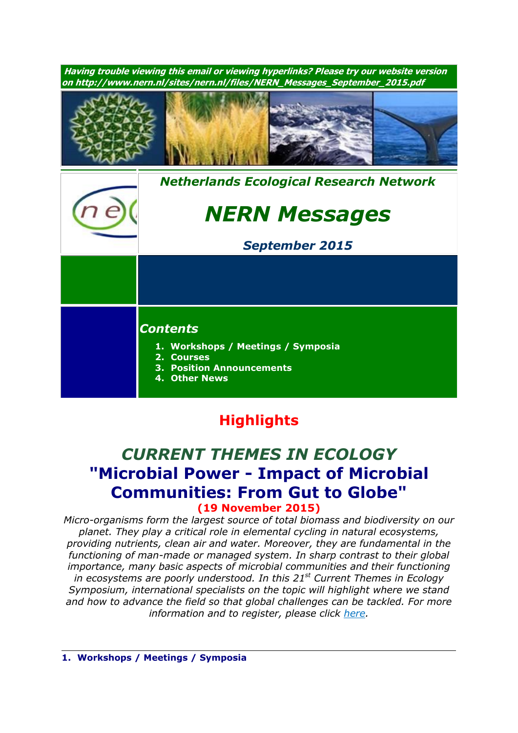***Having trouble viewing this email or viewing hyperlinks? Please try our website version on http://www.nern.nl/sites/nern.nl/files/NERN_Messages_September_2015.pdf***

***Netherlands Ecological Research Network***

# *NERN Messages*

***September 2015***

## *Contents*

1. **Workshops / Meetings / Symposia**
2. **Courses**
3. **Position Announcements**
4. **Other News**

## Highlights

## *CURRENT THEMES IN ECOLOGY*
## "Microbial Power - Impact of Microbial Communities: From Gut to Globe"

**(19 November 2015)**

*Micro-organisms form the largest source of total biomass and biodiversity on our planet. They play a critical role in elemental cycling in natural ecosystems, providing nutrients, clean air and water. Moreover, they are fundamental in the functioning of man-made or managed system. In sharp contrast to their global importance, many basic aspects of microbial communities and their functioning in ecosystems are poorly understood. In this 21st Current Themes in Ecology Symposium, international specialists on the topic will highlight where we stand and how to advance the field so that global challenges can be tackled. For more information and to register, please click here.*

---

**1. Workshops / Meetings / Symposia**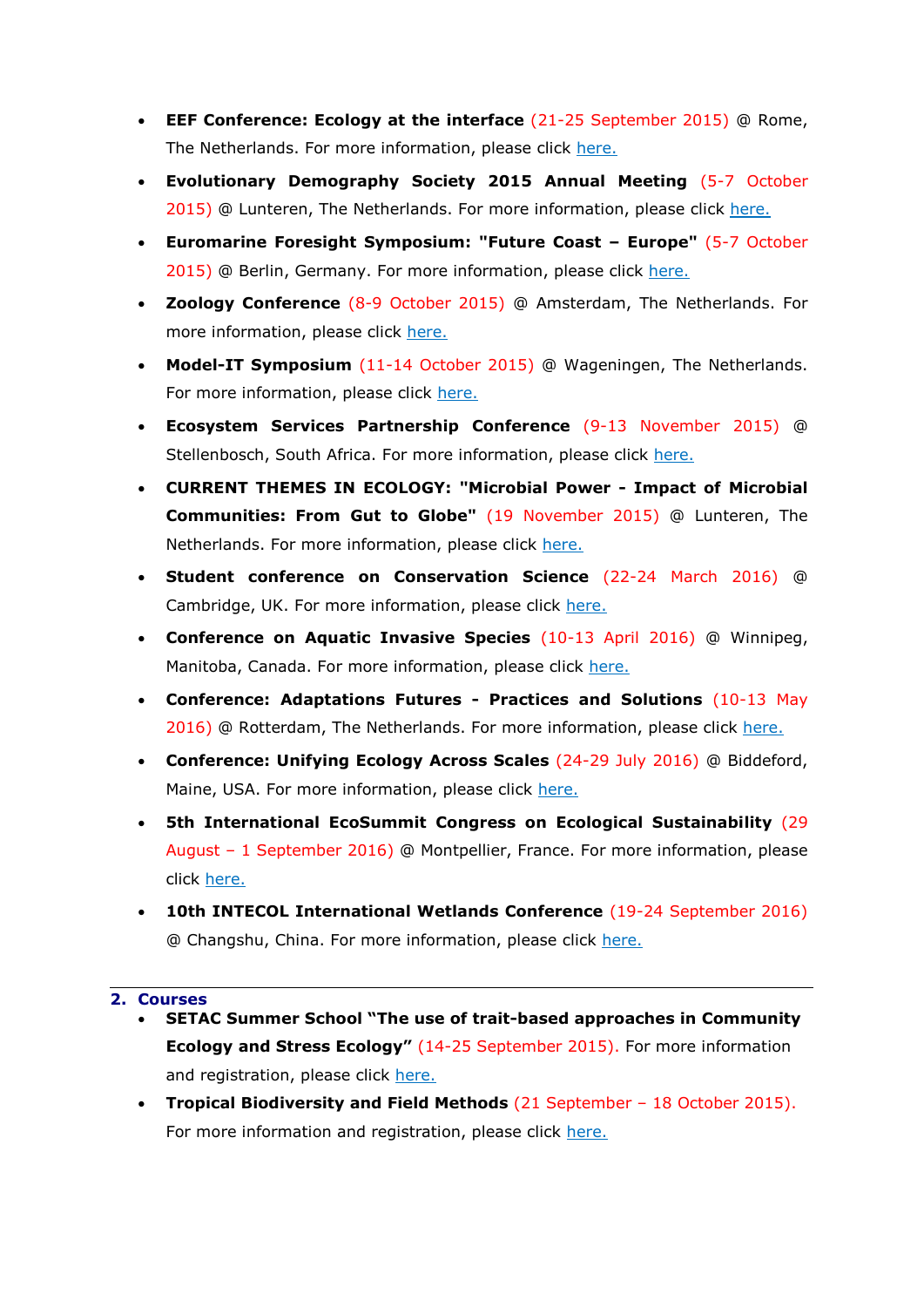- **EEF Conference: Ecology at the interface** (21-25 September 2015) @ Rome, The Netherlands. For more information, please click here.
- **Evolutionary Demography Society 2015 Annual Meeting** (5-7 October 2015) @ Lunteren, The Netherlands. For more information, please click here.
- **Euromarine Foresight Symposium: "Future Coast – Europe"** (5-7 October 2015) @ Berlin, Germany. For more information, please click here.
- **Zoology Conference** (8-9 October 2015) @ Amsterdam, The Netherlands. For more information, please click here.
- **Model-IT Symposium** (11-14 October 2015) @ Wageningen, The Netherlands. For more information, please click here.
- **Ecosystem Services Partnership Conference** (9-13 November 2015) @ Stellenbosch, South Africa. For more information, please click here.
- **CURRENT THEMES IN ECOLOGY: "Microbial Power - Impact of Microbial Communities: From Gut to Globe"** (19 November 2015) @ Lunteren, The Netherlands. For more information, please click here.
- **Student conference on Conservation Science** (22-24 March 2016) @ Cambridge, UK. For more information, please click here.
- **Conference on Aquatic Invasive Species** (10-13 April 2016) @ Winnipeg, Manitoba, Canada. For more information, please click here.
- **Conference: Adaptations Futures - Practices and Solutions** (10-13 May 2016) @ Rotterdam, The Netherlands. For more information, please click here.
- **Conference: Unifying Ecology Across Scales** (24-29 July 2016) @ Biddeford, Maine, USA. For more information, please click here.
- **5th International EcoSummit Congress on Ecological Sustainability** (29 August – 1 September 2016) @ Montpellier, France. For more information, please click here.
- **10th INTECOL International Wetlands Conference** (19-24 September 2016) @ Changshu, China. For more information, please click here.

## 2. Courses

- **SETAC Summer School "The use of trait-based approaches in Community Ecology and Stress Ecology"** (14-25 September 2015). For more information and registration, please click here.
- **Tropical Biodiversity and Field Methods** (21 September – 18 October 2015). For more information and registration, please click here.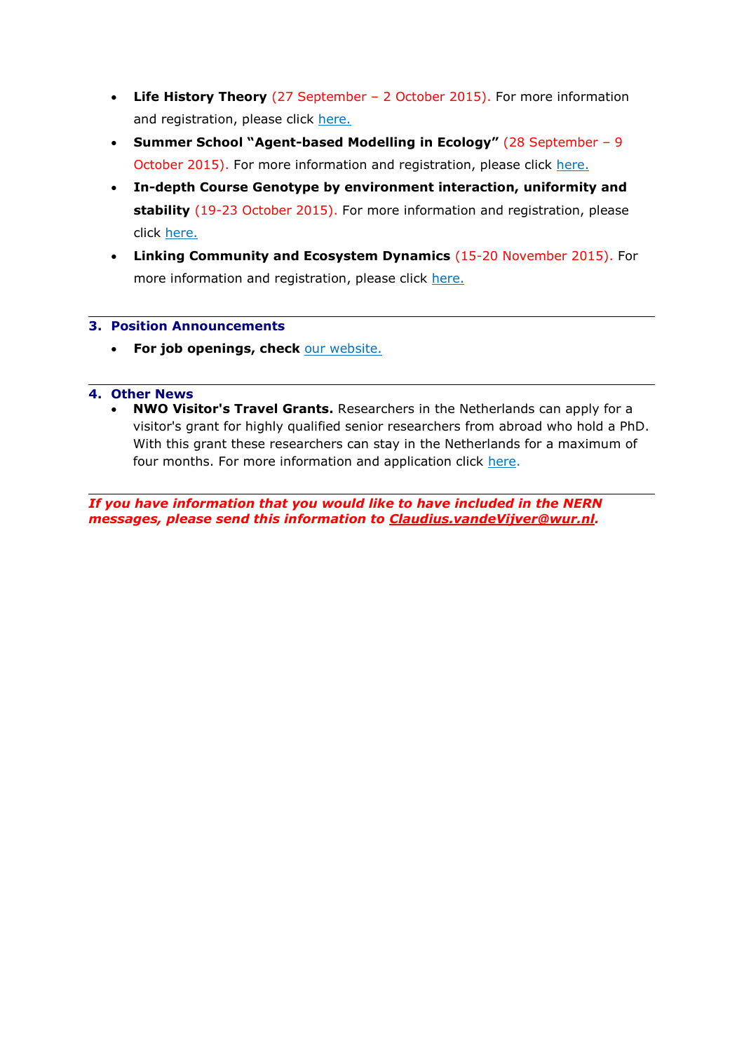- **Life History Theory** (27 September – 2 October 2015). For more information and registration, please click here.
- **Summer School "Agent-based Modelling in Ecology"** (28 September – 9 October 2015). For more information and registration, please click here.
- **In-depth Course Genotype by environment interaction, uniformity and stability** (19-23 October 2015). For more information and registration, please click here.
- **Linking Community and Ecosystem Dynamics** (15-20 November 2015). For more information and registration, please click here.

## 3. Position Announcements

- **For job openings, check** our website.

## 4. Other News

- **NWO Visitor's Travel Grants.** Researchers in the Netherlands can apply for a visitor's grant for highly qualified senior researchers from abroad who hold a PhD. With this grant these researchers can stay in the Netherlands for a maximum of four months. For more information and application click here.

***If you have information that you would like to have included in the NERN messages, please send this information to Claudius.vandeVijver@wur.nl.***